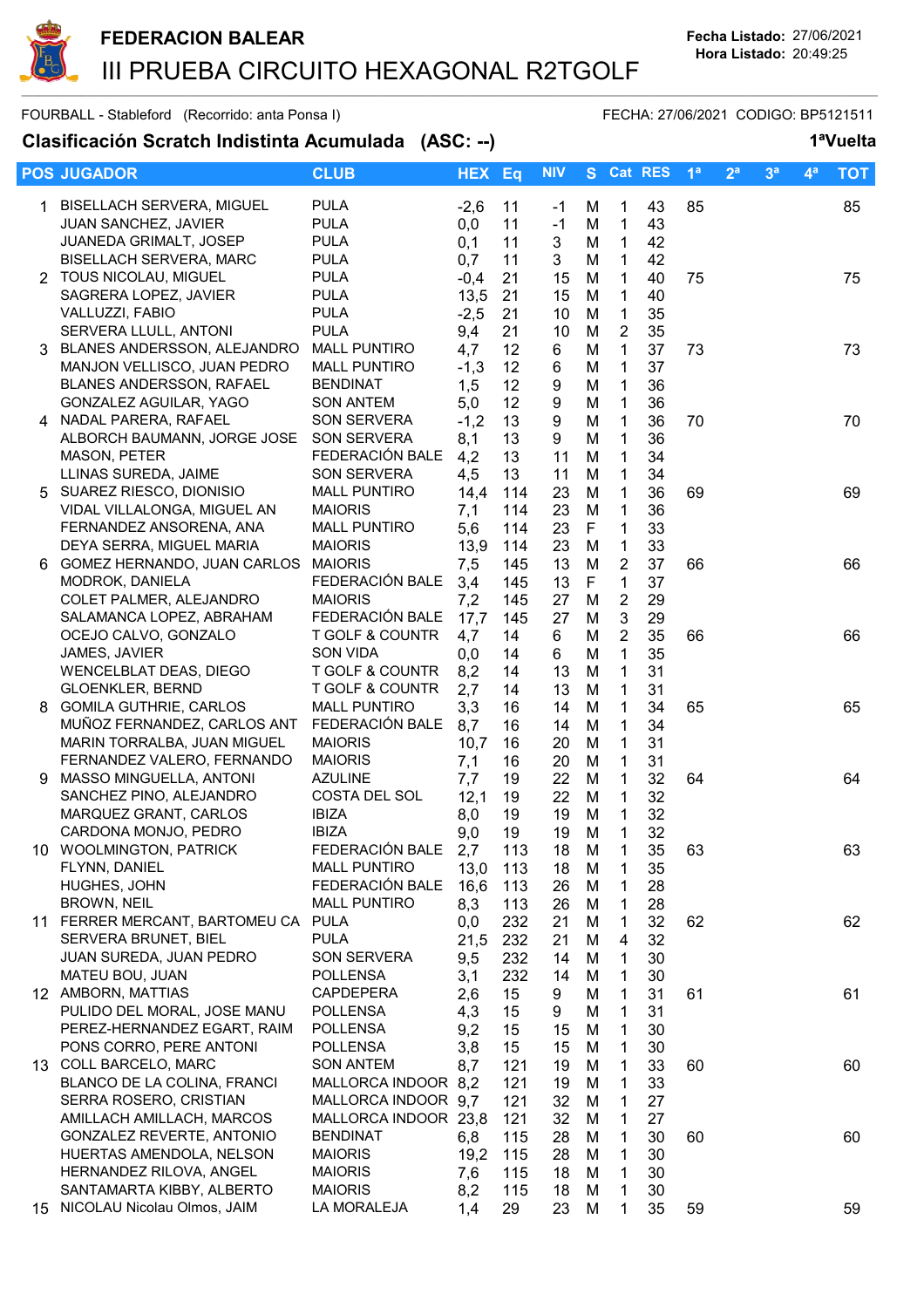# FEDERACION BALEAR

## III PRUEBA CIRCUITO HEXAGONAL R2TGOLF

**Fecha Listado:** 27/06/2021
**Hora Listado:** 20:49:25

FOURBALL - Stableford (Recorrido: anta Ponsa I) FECHA: 27/06/2021 CODIGO: BP5121511

**Clasificación Scratch Indistinta Acumulada (ASC: --)** **1ªVuelta**

| POS | JUGADOR | CLUB | HEX | Eq | NIV | S | Cat | RES | 1ª | 2ª | 3ª | 4ª | TOT |
|---|---|---|---|---|---|---|---|---|---|---|---|---|---|
| 1 | BISELLACH SERVERA, MIGUEL | PULA | -2,6 | 11 | -1 | M | 1 | 43 | 85 | | | | 85 |
| | JUAN SANCHEZ, JAVIER | PULA | 0,0 | 11 | -1 | M | 1 | 43 | | | | | |
| | JUANEDA GRIMALT, JOSEP | PULA | 0,1 | 11 | 3 | M | 1 | 42 | | | | | |
| | BISELLACH SERVERA, MARC | PULA | 0,7 | 11 | 3 | M | 1 | 42 | | | | | |
| 2 | TOUS NICOLAU, MIGUEL | PULA | -0,4 | 21 | 15 | M | 1 | 40 | 75 | | | | 75 |
| | SAGRERA LOPEZ, JAVIER | PULA | 13,5 | 21 | 15 | M | 1 | 40 | | | | | |
| | VALLUZZI, FABIO | PULA | -2,5 | 21 | 10 | M | 1 | 35 | | | | | |
| | SERVERA LLULL, ANTONI | PULA | 9,4 | 21 | 10 | M | 2 | 35 | | | | | |
| 3 | BLANES ANDERSSON, ALEJANDRO | MALL PUNTIRO | 4,7 | 12 | 6 | M | 1 | 37 | 73 | | | | 73 |
| | MANJON VELLISCO, JUAN PEDRO | MALL PUNTIRO | -1,3 | 12 | 6 | M | 1 | 37 | | | | | |
| | BLANES ANDERSSON, RAFAEL | BENDINAT | 1,5 | 12 | 9 | M | 1 | 36 | | | | | |
| | GONZALEZ AGUILAR, YAGO | SON ANTEM | 5,0 | 12 | 9 | M | 1 | 36 | | | | | |
| 4 | NADAL PARERA, RAFAEL | SON SERVERA | -1,2 | 13 | 9 | M | 1 | 36 | 70 | | | | 70 |
| | ALBORCH BAUMANN, JORGE JOSE | SON SERVERA | 8,1 | 13 | 9 | M | 1 | 36 | | | | | |
| | MASON, PETER | FEDERACIÓN BALE | 4,2 | 13 | 11 | M | 1 | 34 | | | | | |
| | LLINAS SUREDA, JAIME | SON SERVERA | 4,5 | 13 | 11 | M | 1 | 34 | | | | | |
| 5 | SUAREZ RIESCO, DIONISIO | MALL PUNTIRO | 14,4 | 114 | 23 | M | 1 | 36 | 69 | | | | 69 |
| | VIDAL VILLALONGA, MIGUEL AN | MAIORIS | 7,1 | 114 | 23 | M | 1 | 36 | | | | | |
| | FERNANDEZ ANSORENA, ANA | MALL PUNTIRO | 5,6 | 114 | 23 | F | 1 | 33 | | | | | |
| | DEYA SERRA, MIGUEL MARIA | MAIORIS | 13,9 | 114 | 23 | M | 1 | 33 | | | | | |
| 6 | GOMEZ HERNANDO, JUAN CARLOS | MAIORIS | 7,5 | 145 | 13 | M | 2 | 37 | 66 | | | | 66 |
| | MODROK, DANIELA | FEDERACIÓN BALE | 3,4 | 145 | 13 | F | 1 | 37 | | | | | |
| | COLET PALMER, ALEJANDRO | MAIORIS | 7,2 | 145 | 27 | M | 2 | 29 | | | | | |
| | SALAMANCA LOPEZ, ABRAHAM | FEDERACIÓN BALE | 17,7 | 145 | 27 | M | 3 | 29 | | | | | |
| | OCEJO CALVO, GONZALO | T GOLF & COUNTR | 4,7 | 14 | 6 | M | 2 | 35 | 66 | | | | 66 |
| | JAMES, JAVIER | SON VIDA | 0,0 | 14 | 6 | M | 1 | 35 | | | | | |
| | WENCELBLAT DEAS, DIEGO | T GOLF & COUNTR | 8,2 | 14 | 13 | M | 1 | 31 | | | | | |
| | GLOENKLER, BERND | T GOLF & COUNTR | 2,7 | 14 | 13 | M | 1 | 31 | | | | | |
| 8 | GOMILA GUTHRIE, CARLOS | MALL PUNTIRO | 3,3 | 16 | 14 | M | 1 | 34 | 65 | | | | 65 |
| | MUÑOZ FERNANDEZ, CARLOS ANT | FEDERACIÓN BALE | 8,7 | 16 | 14 | M | 1 | 34 | | | | | |
| | MARIN TORRALBA, JUAN MIGUEL | MAIORIS | 10,7 | 16 | 20 | M | 1 | 31 | | | | | |
| | FERNANDEZ VALERO, FERNANDO | MAIORIS | 7,1 | 16 | 20 | M | 1 | 31 | | | | | |
| 9 | MASSO MINGUELLA, ANTONI | AZULINE | 7,7 | 19 | 22 | M | 1 | 32 | 64 | | | | 64 |
| | SANCHEZ PINO, ALEJANDRO | COSTA DEL SOL | 12,1 | 19 | 22 | M | 1 | 32 | | | | | |
| | MARQUEZ GRANT, CARLOS | IBIZA | 8,0 | 19 | 19 | M | 1 | 32 | | | | | |
| | CARDONA MONJO, PEDRO | IBIZA | 9,0 | 19 | 19 | M | 1 | 32 | | | | | |
| 10 | WOOLMINGTON, PATRICK | FEDERACIÓN BALE | 2,7 | 113 | 18 | M | 1 | 35 | 63 | | | | 63 |
| | FLYNN, DANIEL | MALL PUNTIRO | 13,0 | 113 | 18 | M | 1 | 35 | | | | | |
| | HUGHES, JOHN | FEDERACIÓN BALE | 16,6 | 113 | 26 | M | 1 | 28 | | | | | |
| | BROWN, NEIL | MALL PUNTIRO | 8,3 | 113 | 26 | M | 1 | 28 | | | | | |
| 11 | FERRER MERCANT, BARTOMEU CA | PULA | 0,0 | 232 | 21 | M | 1 | 32 | 62 | | | | 62 |
| | SERVERA BRUNET, BIEL | PULA | 21,5 | 232 | 21 | M | 4 | 32 | | | | | |
| | JUAN SUREDA, JUAN PEDRO | SON SERVERA | 9,5 | 232 | 14 | M | 1 | 30 | | | | | |
| | MATEU BOU, JUAN | POLLENSA | 3,1 | 232 | 14 | M | 1 | 30 | | | | | |
| 12 | AMBORN, MATTIAS | CAPDEPERA | 2,6 | 15 | 9 | M | 1 | 31 | 61 | | | | 61 |
| | PULIDO DEL MORAL, JOSE MANU | POLLENSA | 4,3 | 15 | 9 | M | 1 | 31 | | | | | |
| | PEREZ-HERNANDEZ EGART, RAIM | POLLENSA | 9,2 | 15 | 15 | M | 1 | 30 | | | | | |
| | PONS CORRO, PERE ANTONI | POLLENSA | 3,8 | 15 | 15 | M | 1 | 30 | | | | | |
| 13 | COLL BARCELO, MARC | SON ANTEM | 8,7 | 121 | 19 | M | 1 | 33 | 60 | | | | 60 |
| | BLANCO DE LA COLINA, FRANCI | MALLORCA INDOOR | 8,2 | 121 | 19 | M | 1 | 33 | | | | | |
| | SERRA ROSERO, CRISTIAN | MALLORCA INDOOR | 9,7 | 121 | 32 | M | 1 | 27 | | | | | |
| | AMILLACH AMILLACH, MARCOS | MALLORCA INDOOR | 23,8 | 121 | 32 | M | 1 | 27 | | | | | |
| | GONZALEZ REVERTE, ANTONIO | BENDINAT | 6,8 | 115 | 28 | M | 1 | 30 | 60 | | | | 60 |
| | HUERTAS AMENDOLA, NELSON | MAIORIS | 19,2 | 115 | 28 | M | 1 | 30 | | | | | |
| | HERNANDEZ RILOVA, ANGEL | MAIORIS | 7,6 | 115 | 18 | M | 1 | 30 | | | | | |
| | SANTAMARTA KIBBY, ALBERTO | MAIORIS | 8,2 | 115 | 18 | M | 1 | 30 | | | | | |
| 15 | NICOLAU Nicolau Olmos, JAIM | LA MORALEJA | 1,4 | 29 | 23 | M | 1 | 35 | 59 | | | | 59 |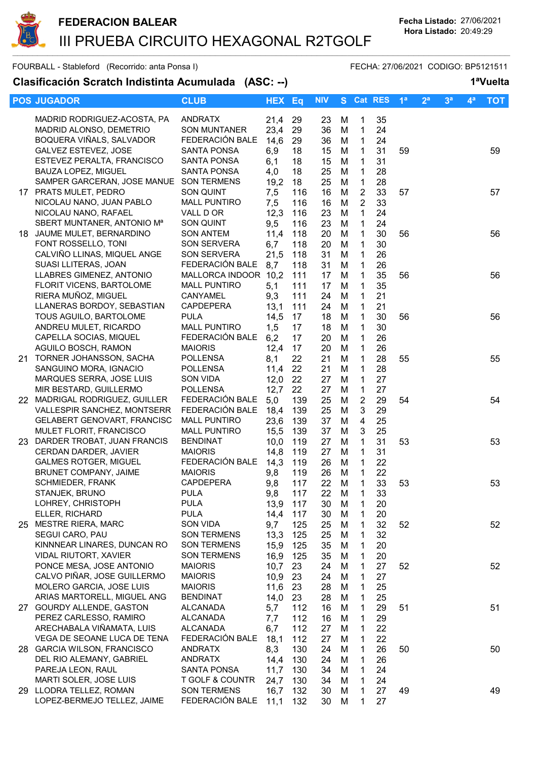# FEDERACION BALEAR

## III PRUEBA CIRCUITO HEXAGONAL R2TGOLF

**Fecha Listado:** 27/06/2021
**Hora Listado:** 20:49:29

FOURBALL - Stableford (Recorrido: anta Ponsa I) FECHA: 27/06/2021 CODIGO: BP5121511

### Clasificación Scratch Indistinta Acumulada (ASC: --) 1ªVuelta

| POS | JUGADOR | CLUB | HEX | Eq | NIV | S | Cat | RES | 1ª | 2ª | 3ª | 4ª | TOT |
|---|---|---|---|---|---|---|---|---|---|---|---|---|---|
| | MADRID RODRIGUEZ-ACOSTA, PA | ANDRATX | 21,4 | 29 | 23 | M | 1 | 35 | | | | | |
| | MADRID ALONSO, DEMETRIO | SON MUNTANER | 23,4 | 29 | 36 | M | 1 | 24 | | | | | |
| | BOQUERA VIÑALS, SALVADOR | FEDERACIÓN BALE | 14,6 | 29 | 36 | M | 1 | 24 | | | | | |
| | GALVEZ ESTEVEZ, JOSE | SANTA PONSA | 6,9 | 18 | 15 | M | 1 | 31 | 59 | | | | 59 |
| | ESTEVEZ PERALTA, FRANCISCO | SANTA PONSA | 6,1 | 18 | 15 | M | 1 | 31 | | | | | |
| | BAUZA LOPEZ, MIGUEL | SANTA PONSA | 4,0 | 18 | 25 | M | 1 | 28 | | | | | |
| | SAMPER GARCERAN, JOSE MANUE | SON TERMENS | 19,2 | 18 | 25 | M | 1 | 28 | | | | | |
| 17 | PRATS MULET, PEDRO | SON QUINT | 7,5 | 116 | 16 | M | 2 | 33 | 57 | | | | 57 |
| | NICOLAU NANO, JUAN PABLO | MALL PUNTIRO | 7,5 | 116 | 16 | M | 2 | 33 | | | | | |
| | NICOLAU NANO, RAFAEL | VALL D OR | 12,3 | 116 | 23 | M | 1 | 24 | | | | | |
| | SBERT MUNTANER, ANTONIO Mª | SON QUINT | 9,5 | 116 | 23 | M | 1 | 24 | | | | | |
| 18 | JAUME MULET, BERNARDINO | SON ANTEM | 11,4 | 118 | 20 | M | 1 | 30 | 56 | | | | 56 |
| | FONT ROSSELLO, TONI | SON SERVERA | 6,7 | 118 | 20 | M | 1 | 30 | | | | | |
| | CALVIÑO LLINAS, MIQUEL ANGE | SON SERVERA | 21,5 | 118 | 31 | M | 1 | 26 | | | | | |
| | SUASI LLITERAS, JOAN | FEDERACIÓN BALE | 8,7 | 118 | 31 | M | 1 | 26 | | | | | |
| | LLABRES GIMENEZ, ANTONIO | MALLORCA INDOOR | 10,2 | 111 | 17 | M | 1 | 35 | 56 | | | | 56 |
| | FLORIT VICENS, BARTOLOME | MALL PUNTIRO | 5,1 | 111 | 17 | M | 1 | 35 | | | | | |
| | RIERA MUÑOZ, MIGUEL | CANYAMEL | 9,3 | 111 | 24 | M | 1 | 21 | | | | | |
| | LLANERAS BORDOY, SEBASTIAN | CAPDEPERA | 13,1 | 111 | 24 | M | 1 | 21 | | | | | |
| | TOUS AGUILO, BARTOLOME | PULA | 14,5 | 17 | 18 | M | 1 | 30 | 56 | | | | 56 |
| | ANDREU MULET, RICARDO | MALL PUNTIRO | 1,5 | 17 | 18 | M | 1 | 30 | | | | | |
| | CAPELLA SOCIAS, MIQUEL | FEDERACIÓN BALE | 6,2 | 17 | 20 | M | 1 | 26 | | | | | |
| | AGUILO BOSCH, RAMON | MAIORIS | 12,4 | 17 | 20 | M | 1 | 26 | | | | | |
| 21 | TORNER JOHANSSON, SACHA | POLLENSA | 8,1 | 22 | 21 | M | 1 | 28 | 55 | | | | 55 |
| | SANGUINO MORA, IGNACIO | POLLENSA | 11,4 | 22 | 21 | M | 1 | 28 | | | | | |
| | MARQUES SERRA, JOSE LUIS | SON VIDA | 12,0 | 22 | 27 | M | 1 | 27 | | | | | |
| | MIR BESTARD, GUILLERMO | POLLENSA | 12,7 | 22 | 27 | M | 1 | 27 | | | | | |
| 22 | MADRIGAL RODRIGUEZ, GUILLER | FEDERACIÓN BALE | 5,0 | 139 | 25 | M | 2 | 29 | 54 | | | | 54 |
| | VALLESPIR SANCHEZ, MONTSERR | FEDERACIÓN BALE | 18,4 | 139 | 25 | M | 3 | 29 | | | | | |
| | GELABERT GENOVART, FRANCISC | MALL PUNTIRO | 23,6 | 139 | 37 | M | 4 | 25 | | | | | |
| | MULET FLORIT, FRANCISCO | MALL PUNTIRO | 15,5 | 139 | 37 | M | 3 | 25 | | | | | |
| 23 | DARDER TROBAT, JUAN FRANCIS | BENDINAT | 10,0 | 119 | 27 | M | 1 | 31 | 53 | | | | 53 |
| | CERDAN DARDER, JAVIER | MAIORIS | 14,8 | 119 | 27 | M | 1 | 31 | | | | | |
| | GALMES ROTGER, MIGUEL | FEDERACIÓN BALE | 14,3 | 119 | 26 | M | 1 | 22 | | | | | |
| | BRUNET COMPANY, JAIME | MAIORIS | 9,8 | 119 | 26 | M | 1 | 22 | | | | | |
| | SCHMIEDER, FRANK | CAPDEPERA | 9,8 | 117 | 22 | M | 1 | 33 | 53 | | | | 53 |
| | STANJEK, BRUNO | PULA | 9,8 | 117 | 22 | M | 1 | 33 | | | | | |
| | LOHREY, CHRISTOPH | PULA | 13,9 | 117 | 30 | M | 1 | 20 | | | | | |
| | ELLER, RICHARD | PULA | 14,4 | 117 | 30 | M | 1 | 20 | | | | | |
| 25 | MESTRE RIERA, MARC | SON VIDA | 9,7 | 125 | 25 | M | 1 | 32 | 52 | | | | 52 |
| | SEGUI CARO, PAU | SON TERMENS | 13,3 | 125 | 25 | M | 1 | 32 | | | | | |
| | KINNNEAR LINARES, DUNCAN RO | SON TERMENS | 15,9 | 125 | 35 | M | 1 | 20 | | | | | |
| | VIDAL RIUTORT, XAVIER | SON TERMENS | 16,9 | 125 | 35 | M | 1 | 20 | | | | | |
| | PONCE MESA, JOSE ANTONIO | MAIORIS | 10,7 | 23 | 24 | M | 1 | 27 | 52 | | | | 52 |
| | CALVO PIÑAR, JOSE GUILLERMO | MAIORIS | 10,9 | 23 | 24 | M | 1 | 27 | | | | | |
| | MOLERO GARCIA, JOSE LUIS | MAIORIS | 11,6 | 23 | 28 | M | 1 | 25 | | | | | |
| | ARIAS MARTORELL, MIGUEL ANG | BENDINAT | 14,0 | 23 | 28 | M | 1 | 25 | | | | | |
| 27 | GOURDY ALLENDE, GASTON | ALCANADA | 5,7 | 112 | 16 | M | 1 | 29 | 51 | | | | 51 |
| | PEREZ CARLESSO, RAMIRO | ALCANADA | 7,7 | 112 | 16 | M | 1 | 29 | | | | | |
| | ARECHABALA VIÑAMATA, LUIS | ALCANADA | 6,7 | 112 | 27 | M | 1 | 22 | | | | | |
| | VEGA DE SEOANE LUCA DE TENA | FEDERACIÓN BALE | 18,1 | 112 | 27 | M | 1 | 22 | | | | | |
| 28 | GARCIA WILSON, FRANCISCO | ANDRATX | 8,3 | 130 | 24 | M | 1 | 26 | 50 | | | | 50 |
| | DEL RIO ALEMANY, GABRIEL | ANDRATX | 14,4 | 130 | 24 | M | 1 | 26 | | | | | |
| | PAREJA LEON, RAUL | SANTA PONSA | 11,7 | 130 | 34 | M | 1 | 24 | | | | | |
| | MARTI SOLER, JOSE LUIS | T GOLF & COUNTR | 24,7 | 130 | 34 | M | 1 | 24 | | | | | |
| 29 | LLODRA TELLEZ, ROMAN | SON TERMENS | 16,7 | 132 | 30 | M | 1 | 27 | 49 | | | | 49 |
| | LOPEZ-BERMEJO TELLEZ, JAIME | FEDERACIÓN BALE | 11,1 | 132 | 30 | M | 1 | 27 | | | | | |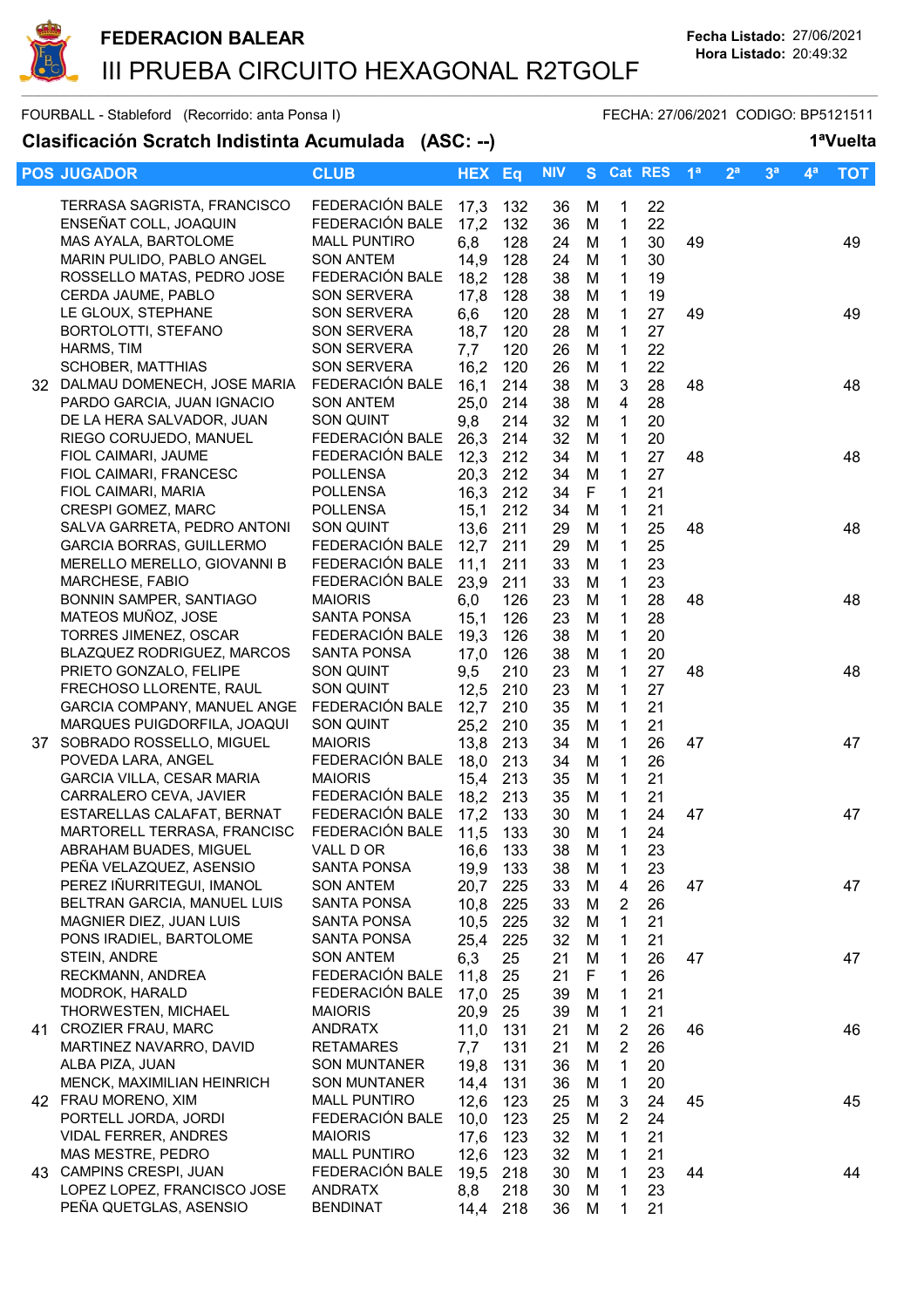**FEDERACION BALEAR**

# III PRUEBA CIRCUITO HEXAGONAL R2TGOLF

**Fecha Listado:** 27/06/2021
**Hora Listado:** 20:49:32

FOURBALL - Stableford (Recorrido: anta Ponsa I) FECHA: 27/06/2021 CODIGO: BP5121511

## Clasificación Scratch Indistinta Acumulada (ASC: --) 1ªVuelta

| POS | JUGADOR | CLUB | HEX | Eq | NIV | S | Cat | RES | 1ª | 2ª | 3ª | 4ª | TOT |
|---|---|---|---|---|---|---|---|---|---|---|---|---|---|
| | TERRASA SAGRISTA, FRANCISCO | FEDERACIÓN BALE | 17,3 | 132 | 36 | M | 1 | 22 | | | | | |
| | ENSEÑAT COLL, JOAQUIN | FEDERACIÓN BALE | 17,2 | 132 | 36 | M | 1 | 22 | | | | | |
| | MAS AYALA, BARTOLOME | MALL PUNTIRO | 6,8 | 128 | 24 | M | 1 | 30 | 49 | | | | 49 |
| | MARIN PULIDO, PABLO ANGEL | SON ANTEM | 14,9 | 128 | 24 | M | 1 | 30 | | | | | |
| | ROSSELLO MATAS, PEDRO JOSE | FEDERACIÓN BALE | 18,2 | 128 | 38 | M | 1 | 19 | | | | | |
| | CERDA JAUME, PABLO | SON SERVERA | 17,8 | 128 | 38 | M | 1 | 19 | | | | | |
| | LE GLOUX, STEPHANE | SON SERVERA | 6,6 | 120 | 28 | M | 1 | 27 | 49 | | | | 49 |
| | BORTOLOTTI, STEFANO | SON SERVERA | 18,7 | 120 | 28 | M | 1 | 27 | | | | | |
| | HARMS, TIM | SON SERVERA | 7,7 | 120 | 26 | M | 1 | 22 | | | | | |
| | SCHOBER, MATTHIAS | SON SERVERA | 16,2 | 120 | 26 | M | 1 | 22 | | | | | |
| 32 | DALMAU DOMENECH, JOSE MARIA | FEDERACIÓN BALE | 16,1 | 214 | 38 | M | 3 | 28 | 48 | | | | 48 |
| | PARDO GARCIA, JUAN IGNACIO | SON ANTEM | 25,0 | 214 | 38 | M | 4 | 28 | | | | | |
| | DE LA HERA SALVADOR, JUAN | SON QUINT | 9,8 | 214 | 32 | M | 1 | 20 | | | | | |
| | RIEGO CORUJEDO, MANUEL | FEDERACIÓN BALE | 26,3 | 214 | 32 | M | 1 | 20 | | | | | |
| | FIOL CAIMARI, JAUME | FEDERACIÓN BALE | 12,3 | 212 | 34 | M | 1 | 27 | 48 | | | | 48 |
| | FIOL CAIMARI, FRANCESC | POLLENSA | 20,3 | 212 | 34 | M | 1 | 27 | | | | | |
| | FIOL CAIMARI, MARIA | POLLENSA | 16,3 | 212 | 34 | F | 1 | 21 | | | | | |
| | CRESPI GOMEZ, MARC | POLLENSA | 15,1 | 212 | 34 | M | 1 | 21 | | | | | |
| | SALVA GARRETA, PEDRO ANTONI | SON QUINT | 13,6 | 211 | 29 | M | 1 | 25 | 48 | | | | 48 |
| | GARCIA BORRAS, GUILLERMO | FEDERACIÓN BALE | 12,7 | 211 | 29 | M | 1 | 25 | | | | | |
| | MERELLO MERELLO, GIOVANNI B | FEDERACIÓN BALE | 11,1 | 211 | 33 | M | 1 | 23 | | | | | |
| | MARCHESE, FABIO | FEDERACIÓN BALE | 23,9 | 211 | 33 | M | 1 | 23 | | | | | |
| | BONNIN SAMPER, SANTIAGO | MAIORIS | 6,0 | 126 | 23 | M | 1 | 28 | 48 | | | | 48 |
| | MATEOS MUÑOZ, JOSE | SANTA PONSA | 15,1 | 126 | 23 | M | 1 | 28 | | | | | |
| | TORRES JIMENEZ, OSCAR | FEDERACIÓN BALE | 19,3 | 126 | 38 | M | 1 | 20 | | | | | |
| | BLAZQUEZ RODRIGUEZ, MARCOS | SANTA PONSA | 17,0 | 126 | 38 | M | 1 | 20 | | | | | |
| | PRIETO GONZALO, FELIPE | SON QUINT | 9,5 | 210 | 23 | M | 1 | 27 | 48 | | | | 48 |
| | FRECHOSO LLORENTE, RAUL | SON QUINT | 12,5 | 210 | 23 | M | 1 | 27 | | | | | |
| | GARCIA COMPANY, MANUEL ANGE | FEDERACIÓN BALE | 12,7 | 210 | 35 | M | 1 | 21 | | | | | |
| | MARQUES PUIGDORFILA, JOAQUI | SON QUINT | 25,2 | 210 | 35 | M | 1 | 21 | | | | | |
| 37 | SOBRADO ROSSELLO, MIGUEL | MAIORIS | 13,8 | 213 | 34 | M | 1 | 26 | 47 | | | | 47 |
| | POVEDA LARA, ANGEL | FEDERACIÓN BALE | 18,0 | 213 | 34 | M | 1 | 26 | | | | | |
| | GARCIA VILLA, CESAR MARIA | MAIORIS | 15,4 | 213 | 35 | M | 1 | 21 | | | | | |
| | CARRALERO CEVA, JAVIER | FEDERACIÓN BALE | 18,2 | 213 | 35 | M | 1 | 21 | | | | | |
| | ESTARELLAS CALAFAT, BERNAT | FEDERACIÓN BALE | 17,2 | 133 | 30 | M | 1 | 24 | 47 | | | | 47 |
| | MARTORELL TERRASA, FRANCISC | FEDERACIÓN BALE | 11,5 | 133 | 30 | M | 1 | 24 | | | | | |
| | ABRAHAM BUADES, MIGUEL | VALL D OR | 16,6 | 133 | 38 | M | 1 | 23 | | | | | |
| | PEÑA VELAZQUEZ, ASENSIO | SANTA PONSA | 19,9 | 133 | 38 | M | 1 | 23 | | | | | |
| | PEREZ IÑURRITEGUI, IMANOL | SON ANTEM | 20,7 | 225 | 33 | M | 4 | 26 | 47 | | | | 47 |
| | BELTRAN GARCIA, MANUEL LUIS | SANTA PONSA | 10,8 | 225 | 33 | M | 2 | 26 | | | | | |
| | MAGNIER DIEZ, JUAN LUIS | SANTA PONSA | 10,5 | 225 | 32 | M | 1 | 21 | | | | | |
| | PONS IRADIEL, BARTOLOME | SANTA PONSA | 25,4 | 225 | 32 | M | 1 | 21 | | | | | |
| | STEIN, ANDRE | SON ANTEM | 6,3 | 25 | 21 | M | 1 | 26 | 47 | | | | 47 |
| | RECKMANN, ANDREA | FEDERACIÓN BALE | 11,8 | 25 | 21 | F | 1 | 26 | | | | | |
| | MODROK, HARALD | FEDERACIÓN BALE | 17,0 | 25 | 39 | M | 1 | 21 | | | | | |
| | THORWESTEN, MICHAEL | MAIORIS | 20,9 | 25 | 39 | M | 1 | 21 | | | | | |
| 41 | CROZIER FRAU, MARC | ANDRATX | 11,0 | 131 | 21 | M | 2 | 26 | 46 | | | | 46 |
| | MARTINEZ NAVARRO, DAVID | RETAMARES | 7,7 | 131 | 21 | M | 2 | 26 | | | | | |
| | ALBA PIZA, JUAN | SON MUNTANER | 19,8 | 131 | 36 | M | 1 | 20 | | | | | |
| | MENCK, MAXIMILIAN HEINRICH | SON MUNTANER | 14,4 | 131 | 36 | M | 1 | 20 | | | | | |
| 42 | FRAU MORENO, XIM | MALL PUNTIRO | 12,6 | 123 | 25 | M | 3 | 24 | 45 | | | | 45 |
| | PORTELL JORDA, JORDI | FEDERACIÓN BALE | 10,0 | 123 | 25 | M | 2 | 24 | | | | | |
| | VIDAL FERRER, ANDRES | MAIORIS | 17,6 | 123 | 32 | M | 1 | 21 | | | | | |
| | MAS MESTRE, PEDRO | MALL PUNTIRO | 12,6 | 123 | 32 | M | 1 | 21 | | | | | |
| 43 | CAMPINS CRESPI, JUAN | FEDERACIÓN BALE | 19,5 | 218 | 30 | M | 1 | 23 | 44 | | | | 44 |
| | LOPEZ LOPEZ, FRANCISCO JOSE | ANDRATX | 8,8 | 218 | 30 | M | 1 | 23 | | | | | |
| | PEÑA QUETGLAS, ASENSIO | BENDINAT | 14,4 | 218 | 36 | M | 1 | 21 | | | | | |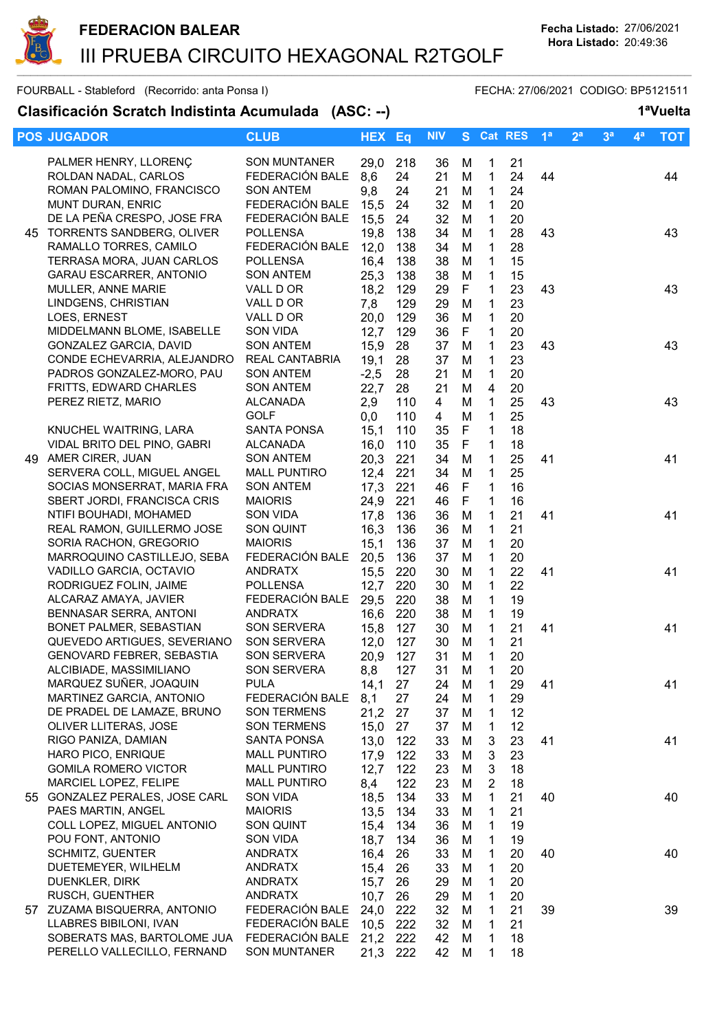# FEDERACION BALEAR

## III PRUEBA CIRCUITO HEXAGONAL R2TGOLF

Fecha Listado: 27/06/2021
Hora Listado: 20:49:36

FOURBALL - Stableford (Recorrido: anta Ponsa I) FECHA: 27/06/2021 CODIGO: BP5121511

### Clasificación Scratch Indistinta Acumulada (ASC: --) 1ªVuelta

| POS | JUGADOR | CLUB | HEX | Eq | NIV | S | Cat | RES | 1ª | 2ª | 3ª | 4ª | TOT |
|---|---|---|---|---|---|---|---|---|---|---|---|---|---|
| | PALMER HENRY, LLORENÇ | SON MUNTANER | 29,0 | 218 | 36 | M | 1 | 21 | | | | | |
| | ROLDAN NADAL, CARLOS | FEDERACIÓN BALE | 8,6 | 24 | 21 | M | 1 | 24 | 44 | | | | 44 |
| | ROMAN PALOMINO, FRANCISCO | SON ANTEM | 9,8 | 24 | 21 | M | 1 | 24 | | | | | |
| | MUNT DURAN, ENRIC | FEDERACIÓN BALE | 15,5 | 24 | 32 | M | 1 | 20 | | | | | |
| | DE LA PEÑA CRESPO, JOSE FRA | FEDERACIÓN BALE | 15,5 | 24 | 32 | M | 1 | 20 | | | | | |
| 45 | TORRENTS SANDBERG, OLIVER | POLLENSA | 19,8 | 138 | 34 | M | 1 | 28 | 43 | | | | 43 |
| | RAMALLO TORRES, CAMILO | FEDERACIÓN BALE | 12,0 | 138 | 34 | M | 1 | 28 | | | | | |
| | TERRASA MORA, JUAN CARLOS | POLLENSA | 16,4 | 138 | 38 | M | 1 | 15 | | | | | |
| | GARAU ESCARRER, ANTONIO | SON ANTEM | 25,3 | 138 | 38 | M | 1 | 15 | | | | | |
| | MULLER, ANNE MARIE | VALL D OR | 18,2 | 129 | 29 | F | 1 | 23 | 43 | | | | 43 |
| | LINDGENS, CHRISTIAN | VALL D OR | 7,8 | 129 | 29 | M | 1 | 23 | | | | | |
| | LOES, ERNEST | VALL D OR | 20,0 | 129 | 36 | M | 1 | 20 | | | | | |
| | MIDDELMANN BLOME, ISABELLE | SON VIDA | 12,7 | 129 | 36 | F | 1 | 20 | | | | | |
| | GONZALEZ GARCIA, DAVID | SON ANTEM | 15,9 | 28 | 37 | M | 1 | 23 | 43 | | | | 43 |
| | CONDE ECHEVARRIA, ALEJANDRO | REAL CANTABRIA | 19,1 | 28 | 37 | M | 1 | 23 | | | | | |
| | PADROS GONZALEZ-MORO, PAU | SON ANTEM | -2,5 | 28 | 21 | M | 1 | 20 | | | | | |
| | FRITTS, EDWARD CHARLES | SON ANTEM | 22,7 | 28 | 21 | M | 4 | 20 | | | | | |
| | PEREZ RIETZ, MARIO | ALCANADA | 2,9 | 110 | 4 | M | 1 | 25 | 43 | | | | 43 |
| | | GOLF | 0,0 | 110 | 4 | M | 1 | 25 | | | | | |
| | KNUCHEL WAITRING, LARA | SANTA PONSA | 15,1 | 110 | 35 | F | 1 | 18 | | | | | |
| | VIDAL BRITO DEL PINO, GABRI | ALCANADA | 16,0 | 110 | 35 | F | 1 | 18 | | | | | |
| 49 | AMER CIRER, JUAN | SON ANTEM | 20,3 | 221 | 34 | M | 1 | 25 | 41 | | | | 41 |
| | SERVERA COLL, MIGUEL ANGEL | MALL PUNTIRO | 12,4 | 221 | 34 | M | 1 | 25 | | | | | |
| | SOCIAS MONSERRAT, MARIA FRA | SON ANTEM | 17,3 | 221 | 46 | F | 1 | 16 | | | | | |
| | SBERT JORDI, FRANCISCA CRIS | MAIORIS | 24,9 | 221 | 46 | F | 1 | 16 | | | | | |
| | NTIFI BOUHADI, MOHAMED | SON VIDA | 17,8 | 136 | 36 | M | 1 | 21 | 41 | | | | 41 |
| | REAL RAMON, GUILLERMO JOSE | SON QUINT | 16,3 | 136 | 36 | M | 1 | 21 | | | | | |
| | SORIA RACHON, GREGORIO | MAIORIS | 15,1 | 136 | 37 | M | 1 | 20 | | | | | |
| | MARROQUINO CASTILLEJO, SEBA | FEDERACIÓN BALE | 20,5 | 136 | 37 | M | 1 | 20 | | | | | |
| | VADILLO GARCIA, OCTAVIO | ANDRATX | 15,5 | 220 | 30 | M | 1 | 22 | 41 | | | | 41 |
| | RODRIGUEZ FOLIN, JAIME | POLLENSA | 12,7 | 220 | 30 | M | 1 | 22 | | | | | |
| | ALCARAZ AMAYA, JAVIER | FEDERACIÓN BALE | 29,5 | 220 | 38 | M | 1 | 19 | | | | | |
| | BENNASAR SERRA, ANTONI | ANDRATX | 16,6 | 220 | 38 | M | 1 | 19 | | | | | |
| | BONET PALMER, SEBASTIAN | SON SERVERA | 15,8 | 127 | 30 | M | 1 | 21 | 41 | | | | 41 |
| | QUEVEDO ARTIGUES, SEVERIANO | SON SERVERA | 12,0 | 127 | 30 | M | 1 | 21 | | | | | |
| | GENOVARD FEBRER, SEBASTIA | SON SERVERA | 20,9 | 127 | 31 | M | 1 | 20 | | | | | |
| | ALCIBIADE, MASSIMILIANO | SON SERVERA | 8,8 | 127 | 31 | M | 1 | 20 | | | | | |
| | MARQUEZ SUÑER, JOAQUIN | PULA | 14,1 | 27 | 24 | M | 1 | 29 | 41 | | | | 41 |
| | MARTINEZ GARCIA, ANTONIO | FEDERACIÓN BALE | 8,1 | 27 | 24 | M | 1 | 29 | | | | | |
| | DE PRADEL DE LAMAZE, BRUNO | SON TERMENS | 21,2 | 27 | 37 | M | 1 | 12 | | | | | |
| | OLIVER LLITERAS, JOSE | SON TERMENS | 15,0 | 27 | 37 | M | 1 | 12 | | | | | |
| | RIGO PANIZA, DAMIAN | SANTA PONSA | 13,0 | 122 | 33 | M | 3 | 23 | 41 | | | | 41 |
| | HARO PICO, ENRIQUE | MALL PUNTIRO | 17,9 | 122 | 33 | M | 3 | 23 | | | | | |
| | GOMILA ROMERO VICTOR | MALL PUNTIRO | 12,7 | 122 | 23 | M | 3 | 18 | | | | | |
| | MARCIEL LOPEZ, FELIPE | MALL PUNTIRO | 8,4 | 122 | 23 | M | 2 | 18 | | | | | |
| 55 | GONZALEZ PERALES, JOSE CARL | SON VIDA | 18,5 | 134 | 33 | M | 1 | 21 | 40 | | | | 40 |
| | PAES MARTIN, ANGEL | MAIORIS | 13,5 | 134 | 33 | M | 1 | 21 | | | | | |
| | COLL LOPEZ, MIGUEL ANTONIO | SON QUINT | 15,4 | 134 | 36 | M | 1 | 19 | | | | | |
| | POU FONT, ANTONIO | SON VIDA | 18,7 | 134 | 36 | M | 1 | 19 | | | | | |
| | SCHMITZ, GUENTER | ANDRATX | 16,4 | 26 | 33 | M | 1 | 20 | 40 | | | | 40 |
| | DUETEMEYER, WILHELM | ANDRATX | 15,4 | 26 | 33 | M | 1 | 20 | | | | | |
| | DUENKLER, DIRK | ANDRATX | 15,7 | 26 | 29 | M | 1 | 20 | | | | | |
| | RUSCH, GUENTHER | ANDRATX | 10,7 | 26 | 29 | M | 1 | 20 | | | | | |
| 57 | ZUZAMA BISQUERRA, ANTONIO | FEDERACIÓN BALE | 24,0 | 222 | 32 | M | 1 | 21 | 39 | | | | 39 |
| | LLABRES BIBILONI, IVAN | FEDERACIÓN BALE | 10,5 | 222 | 32 | M | 1 | 21 | | | | | |
| | SOBERATS MAS, BARTOLOME JUA | FEDERACIÓN BALE | 21,2 | 222 | 42 | M | 1 | 18 | | | | | |
| | PERELLO VALLECILLO, FERNAND | SON MUNTANER | 21,3 | 222 | 42 | M | 1 | 18 | | | | | |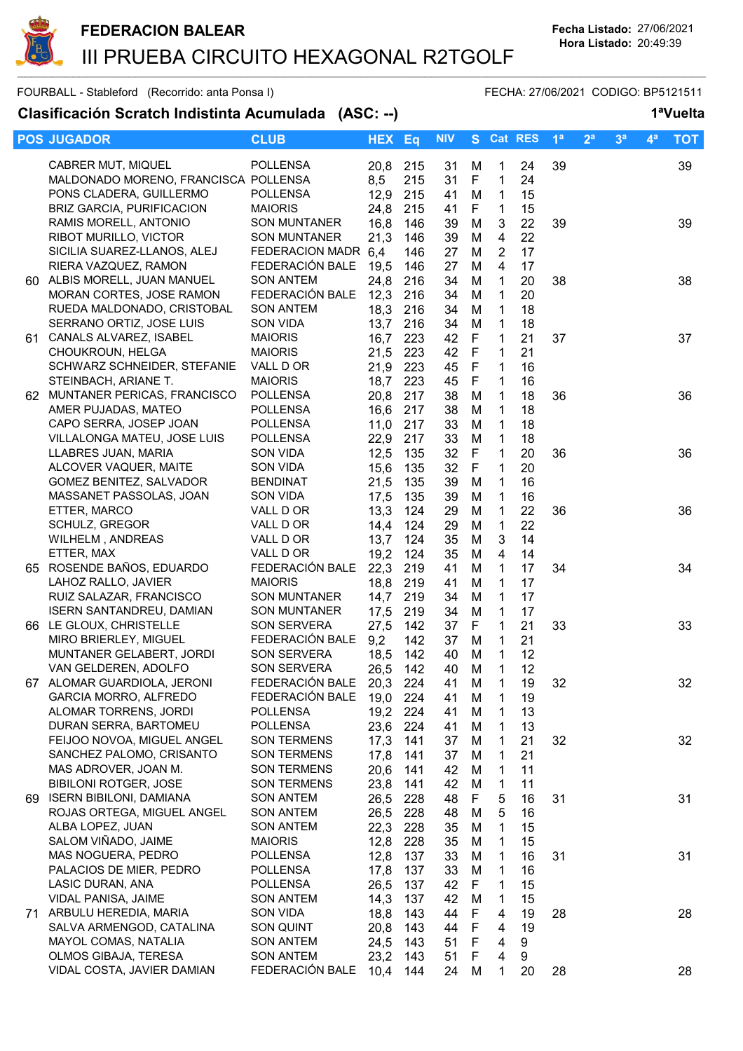**FEDERACION BALEAR**

# III PRUEBA CIRCUITO HEXAGONAL R2TGOLF

**Fecha Listado:** 27/06/2021
**Hora Listado:** 20:49:39

FOURBALL - Stableford (Recorrido: anta Ponsa I) FECHA: 27/06/2021 CODIGO: BP5121511

## Clasificación Scratch Indistinta Acumulada (ASC: --) 1ªVuelta

| POS | JUGADOR | CLUB | HEX | Eq | NIV | S | Cat | RES | 1ª | 2ª | 3ª | 4ª | TOT |
|---|---|---|---|---|---|---|---|---|---|---|---|---|---|
| | CABRER MUT, MIQUEL | POLLENSA | 20,8 | 215 | 31 | M | 1 | 24 | 39 | | | | 39 |
| | MALDONADO MORENO, FRANCISCA | POLLENSA | 8,5 | 215 | 31 | F | 1 | 24 | | | | | |
| | PONS CLADERA, GUILLERMO | POLLENSA | 12,9 | 215 | 41 | M | 1 | 15 | | | | | |
| | BRIZ GARCIA, PURIFICACION | MAIORIS | 24,8 | 215 | 41 | F | 1 | 15 | | | | | |
| | RAMIS MORELL, ANTONIO | SON MUNTANER | 16,8 | 146 | 39 | M | 3 | 22 | 39 | | | | 39 |
| | RIBOT MURILLO, VICTOR | SON MUNTANER | 21,3 | 146 | 39 | M | 4 | 22 | | | | | |
| | SICILIA SUAREZ-LLANOS, ALEJ | FEDERACION MADR | 6,4 | 146 | 27 | M | 2 | 17 | | | | | |
| | RIERA VAZQUEZ, RAMON | FEDERACIÓN BALE | 19,5 | 146 | 27 | M | 4 | 17 | | | | | |
| 60 | ALBIS MORELL, JUAN MANUEL | SON ANTEM | 24,8 | 216 | 34 | M | 1 | 20 | 38 | | | | 38 |
| | MORAN CORTES, JOSE RAMON | FEDERACIÓN BALE | 12,3 | 216 | 34 | M | 1 | 20 | | | | | |
| | RUEDA MALDONADO, CRISTOBAL | SON ANTEM | 18,3 | 216 | 34 | M | 1 | 18 | | | | | |
| | SERRANO ORTIZ, JOSE LUIS | SON VIDA | 13,7 | 216 | 34 | M | 1 | 18 | | | | | |
| 61 | CANALS ALVAREZ, ISABEL | MAIORIS | 16,7 | 223 | 42 | F | 1 | 21 | 37 | | | | 37 |
| | CHOUKROUN, HELGA | MAIORIS | 21,5 | 223 | 42 | F | 1 | 21 | | | | | |
| | SCHWARZ SCHNEIDER, STEFANIE | VALL D OR | 21,9 | 223 | 45 | F | 1 | 16 | | | | | |
| | STEINBACH, ARIANE T. | MAIORIS | 18,7 | 223 | 45 | F | 1 | 16 | | | | | |
| 62 | MUNTANER PERICAS, FRANCISCO | POLLENSA | 20,8 | 217 | 38 | M | 1 | 18 | 36 | | | | 36 |
| | AMER PUJADAS, MATEO | POLLENSA | 16,6 | 217 | 38 | M | 1 | 18 | | | | | |
| | CAPO SERRA, JOSEP JOAN | POLLENSA | 11,0 | 217 | 33 | M | 1 | 18 | | | | | |
| | VILLALONGA MATEU, JOSE LUIS | POLLENSA | 22,9 | 217 | 33 | M | 1 | 18 | | | | | |
| | LLABRES JUAN, MARIA | SON VIDA | 12,5 | 135 | 32 | F | 1 | 20 | 36 | | | | 36 |
| | ALCOVER VAQUER, MAITE | SON VIDA | 15,6 | 135 | 32 | F | 1 | 20 | | | | | |
| | GOMEZ BENITEZ, SALVADOR | BENDINAT | 21,5 | 135 | 39 | M | 1 | 16 | | | | | |
| | MASSANET PASSOLAS, JOAN | SON VIDA | 17,5 | 135 | 39 | M | 1 | 16 | | | | | |
| | ETTER, MARCO | VALL D OR | 13,3 | 124 | 29 | M | 1 | 22 | 36 | | | | 36 |
| | SCHULZ, GREGOR | VALL D OR | 14,4 | 124 | 29 | M | 1 | 22 | | | | | |
| | WILHELM , ANDREAS | VALL D OR | 13,7 | 124 | 35 | M | 3 | 14 | | | | | |
| | ETTER, MAX | VALL D OR | 19,2 | 124 | 35 | M | 4 | 14 | | | | | |
| 65 | ROSENDE BAÑOS, EDUARDO | FEDERACIÓN BALE | 22,3 | 219 | 41 | M | 1 | 17 | 34 | | | | 34 |
| | LAHOZ RALLO, JAVIER | MAIORIS | 18,8 | 219 | 41 | M | 1 | 17 | | | | | |
| | RUIZ SALAZAR, FRANCISCO | SON MUNTANER | 14,7 | 219 | 34 | M | 1 | 17 | | | | | |
| | ISERN SANTANDREU, DAMIAN | SON MUNTANER | 17,5 | 219 | 34 | M | 1 | 17 | | | | | |
| 66 | LE GLOUX, CHRISTELLE | SON SERVERA | 27,5 | 142 | 37 | F | 1 | 21 | 33 | | | | 33 |
| | MIRO BRIERLEY, MIGUEL | FEDERACIÓN BALE | 9,2 | 142 | 37 | M | 1 | 21 | | | | | |
| | MUNTANER GELABERT, JORDI | SON SERVERA | 18,5 | 142 | 40 | M | 1 | 12 | | | | | |
| | VAN GELDEREN, ADOLFO | SON SERVERA | 26,5 | 142 | 40 | M | 1 | 12 | | | | | |
| 67 | ALOMAR GUARDIOLA, JERONI | FEDERACIÓN BALE | 20,3 | 224 | 41 | M | 1 | 19 | 32 | | | | 32 |
| | GARCIA MORRO, ALFREDO | FEDERACIÓN BALE | 19,0 | 224 | 41 | M | 1 | 19 | | | | | |
| | ALOMAR TORRENS, JORDI | POLLENSA | 19,2 | 224 | 41 | M | 1 | 13 | | | | | |
| | DURAN SERRA, BARTOMEU | POLLENSA | 23,6 | 224 | 41 | M | 1 | 13 | | | | | |
| | FEIJOO NOVOA, MIGUEL ANGEL | SON TERMENS | 17,3 | 141 | 37 | M | 1 | 21 | 32 | | | | 32 |
| | SANCHEZ PALOMO, CRISANTO | SON TERMENS | 17,8 | 141 | 37 | M | 1 | 21 | | | | | |
| | MAS ADROVER, JOAN M. | SON TERMENS | 20,6 | 141 | 42 | M | 1 | 11 | | | | | |
| | BIBILONI ROTGER, JOSE | SON TERMENS | 23,8 | 141 | 42 | M | 1 | 11 | | | | | |
| 69 | ISERN BIBILONI, DAMIANA | SON ANTEM | 26,5 | 228 | 48 | F | 5 | 16 | 31 | | | | 31 |
| | ROJAS ORTEGA, MIGUEL ANGEL | SON ANTEM | 26,5 | 228 | 48 | M | 5 | 16 | | | | | |
| | ALBA LOPEZ, JUAN | SON ANTEM | 22,3 | 228 | 35 | M | 1 | 15 | | | | | |
| | SALOM VIÑADO, JAIME | MAIORIS | 12,8 | 228 | 35 | M | 1 | 15 | | | | | |
| | MAS NOGUERA, PEDRO | POLLENSA | 12,8 | 137 | 33 | M | 1 | 16 | 31 | | | | 31 |
| | PALACIOS DE MIER, PEDRO | POLLENSA | 17,8 | 137 | 33 | M | 1 | 16 | | | | | |
| | LASIC DURAN, ANA | POLLENSA | 26,5 | 137 | 42 | F | 1 | 15 | | | | | |
| | VIDAL PANISA, JAIME | SON ANTEM | 14,3 | 137 | 42 | M | 1 | 15 | | | | | |
| 71 | ARBULU HEREDIA, MARIA | SON VIDA | 18,8 | 143 | 44 | F | 4 | 19 | 28 | | | | 28 |
| | SALVA ARMENGOD, CATALINA | SON QUINT | 20,8 | 143 | 44 | F | 4 | 19 | | | | | |
| | MAYOL COMAS, NATALIA | SON ANTEM | 24,5 | 143 | 51 | F | 4 | 9 | | | | | |
| | OLMOS GIBAJA, TERESA | SON ANTEM | 23,2 | 143 | 51 | F | 4 | 9 | | | | | |
| | VIDAL COSTA, JAVIER DAMIAN | FEDERACIÓN BALE | 10,4 | 144 | 24 | M | 1 | 20 | 28 | | | | 28 |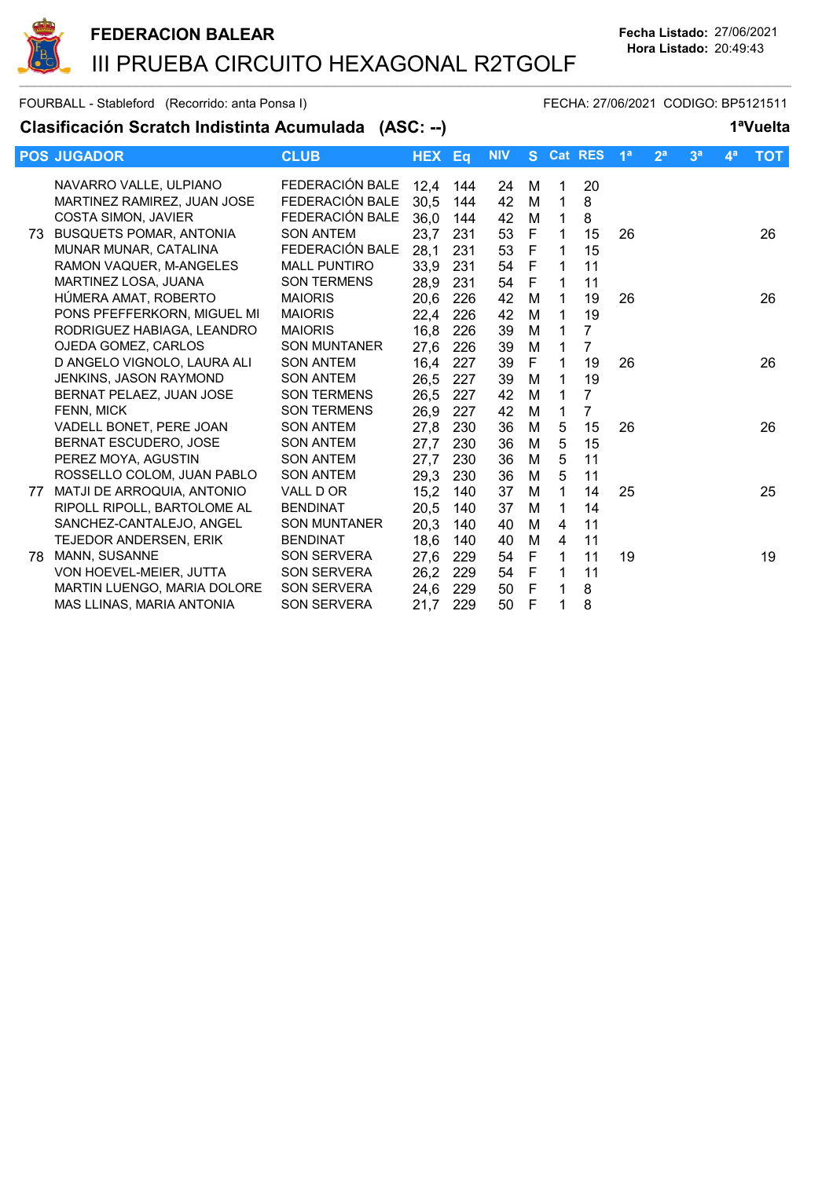# FEDERACION BALEAR

## III PRUEBA CIRCUITO HEXAGONAL R2TGOLF

**Fecha Listado:** 27/06/2021
**Hora Listado:** 20:49:43

FOURBALL - Stableford (Recorrido: anta Ponsa I)

FECHA: 27/06/2021 CODIGO: BP5121511

### Clasificación Scratch Indistinta Acumulada (ASC: --)

**1ªVuelta**

| POS | JUGADOR | CLUB | HEX | Eq | NIV | S | Cat | RES | 1ª | 2ª | 3ª | 4ª | TOT |
|---|---|---|---|---|---|---|---|---|---|---|---|---|---|
| | NAVARRO VALLE, ULPIANO | FEDERACIÓN BALE | 12,4 | 144 | 24 | M | 1 | 20 | | | | | |
| | MARTINEZ RAMIREZ, JUAN JOSE | FEDERACIÓN BALE | 30,5 | 144 | 42 | M | 1 | 8 | | | | | |
| | COSTA SIMON, JAVIER | FEDERACIÓN BALE | 36,0 | 144 | 42 | M | 1 | 8 | | | | | |
| 73 | BUSQUETS POMAR, ANTONIA | SON ANTEM | 23,7 | 231 | 53 | F | 1 | 15 | 26 | | | | 26 |
| | MUNAR MUNAR, CATALINA | FEDERACIÓN BALE | 28,1 | 231 | 53 | F | 1 | 15 | | | | | |
| | RAMON VAQUER, M-ANGELES | MALL PUNTIRO | 33,9 | 231 | 54 | F | 1 | 11 | | | | | |
| | MARTINEZ LOSA, JUANA | SON TERMENS | 28,9 | 231 | 54 | F | 1 | 11 | | | | | |
| | HÚMERA AMAT, ROBERTO | MAIORIS | 20,6 | 226 | 42 | M | 1 | 19 | 26 | | | | 26 |
| | PONS PFEFFERKORN, MIGUEL MI | MAIORIS | 22,4 | 226 | 42 | M | 1 | 19 | | | | | |
| | RODRIGUEZ HABIAGA, LEANDRO | MAIORIS | 16,8 | 226 | 39 | M | 1 | 7 | | | | | |
| | OJEDA GOMEZ, CARLOS | SON MUNTANER | 27,6 | 226 | 39 | M | 1 | 7 | | | | | |
| | D ANGELO VIGNOLO, LAURA ALI | SON ANTEM | 16,4 | 227 | 39 | F | 1 | 19 | 26 | | | | 26 |
| | JENKINS, JASON RAYMOND | SON ANTEM | 26,5 | 227 | 39 | M | 1 | 19 | | | | | |
| | BERNAT PELAEZ, JUAN JOSE | SON TERMENS | 26,5 | 227 | 42 | M | 1 | 7 | | | | | |
| | FENN, MICK | SON TERMENS | 26,9 | 227 | 42 | M | 1 | 7 | | | | | |
| | VADELL BONET, PERE JOAN | SON ANTEM | 27,8 | 230 | 36 | M | 5 | 15 | 26 | | | | 26 |
| | BERNAT ESCUDERO, JOSE | SON ANTEM | 27,7 | 230 | 36 | M | 5 | 15 | | | | | |
| | PEREZ MOYA, AGUSTIN | SON ANTEM | 27,7 | 230 | 36 | M | 5 | 11 | | | | | |
| | ROSSELLO COLOM, JUAN PABLO | SON ANTEM | 29,3 | 230 | 36 | M | 5 | 11 | | | | | |
| 77 | MATJI DE ARROQUIA, ANTONIO | VALL D OR | 15,2 | 140 | 37 | M | 1 | 14 | 25 | | | | 25 |
| | RIPOLL RIPOLL, BARTOLOME AL | BENDINAT | 20,5 | 140 | 37 | M | 1 | 14 | | | | | |
| | SANCHEZ-CANTALEJO, ANGEL | SON MUNTANER | 20,3 | 140 | 40 | M | 4 | 11 | | | | | |
| | TEJEDOR ANDERSEN, ERIK | BENDINAT | 18,6 | 140 | 40 | M | 4 | 11 | | | | | |
| 78 | MANN, SUSANNE | SON SERVERA | 27,6 | 229 | 54 | F | 1 | 11 | 19 | | | | 19 |
| | VON HOEVEL-MEIER, JUTTA | SON SERVERA | 26,2 | 229 | 54 | F | 1 | 11 | | | | | |
| | MARTIN LUENGO, MARIA DOLORE | SON SERVERA | 24,6 | 229 | 50 | F | 1 | 8 | | | | | |
| | MAS LLINAS, MARIA ANTONIA | SON SERVERA | 21,7 | 229 | 50 | F | 1 | 8 | | | | | |